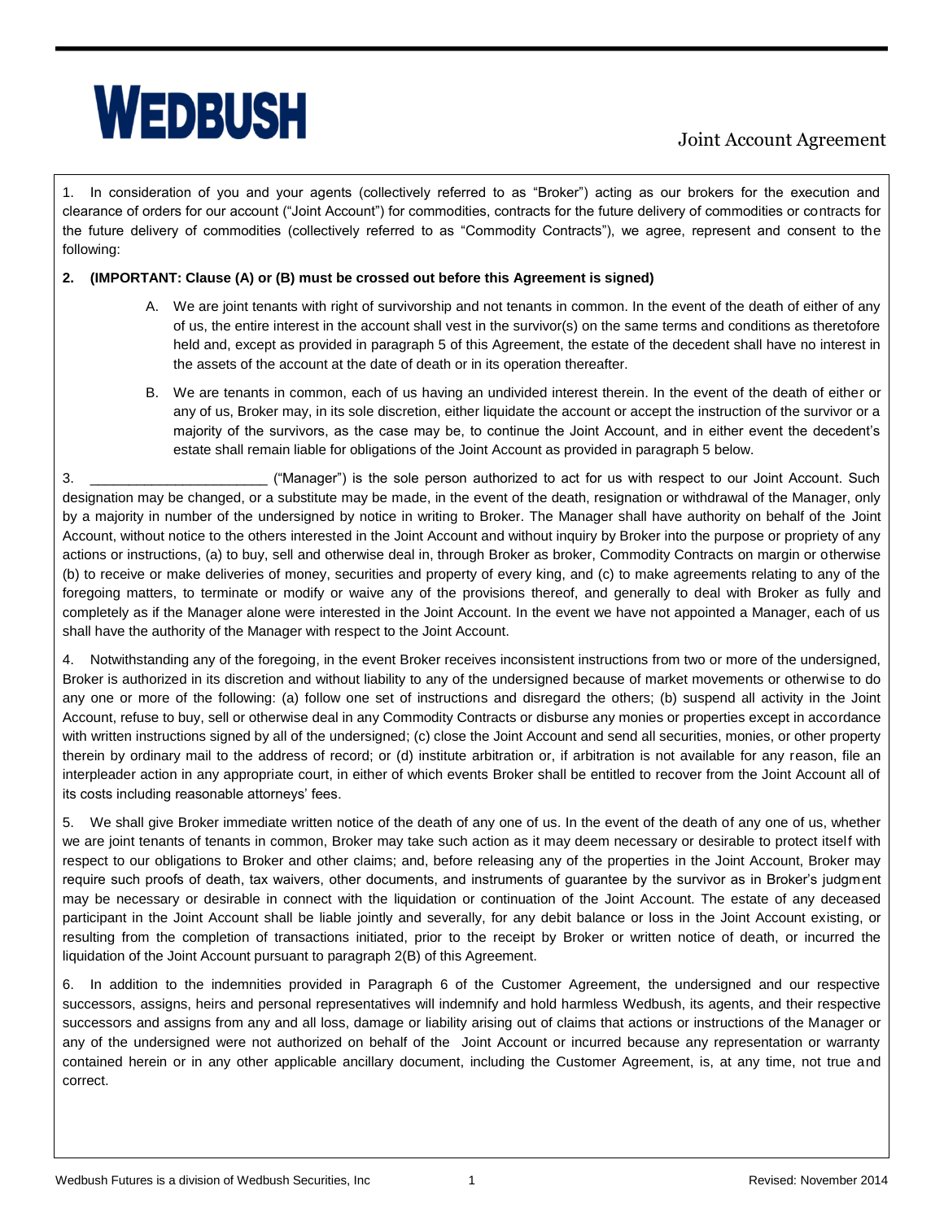# WEDBUSH

## Joint Account Agreement

1. In consideration of you and your agents (collectively referred to as "Broker") acting as our brokers for the execution and clearance of orders for our account ("Joint Account") for commodities, contracts for the future delivery of commodities or contracts for the future delivery of commodities (collectively referred to as "Commodity Contracts"), we agree, represent and consent to the following:

**2. (IMPORTANT: Clause (A) or (B) must be crossed out before this Agreement is signed)**

A. We are joint tenants with right of survivorship and not tenants in common. In the event of the death of either of any of us, the entire interest in the account shall vest in the survivor(s) on the same terms and conditions as theretofore held and, except as provided in paragraph 5 of this Agreement, the estate of the decedent shall have no interest in the assets of the account at the date of death or in its operation thereafter.

B. We are tenants in common, each of us having an undivided interest therein. In the event of the death of either or any of us, Broker may, in its sole discretion, either liquidate the account or accept the instruction of the survivor or a majority of the survivors, as the case may be, to continue the Joint Account, and in either event the decedent's estate shall remain liable for obligations of the Joint Account as provided in paragraph 5 below.

3. _______________________ ("Manager") is the sole person authorized to act for us with respect to our Joint Account. Such designation may be changed, or a substitute may be made, in the event of the death, resignation or withdrawal of the Manager, only by a majority in number of the undersigned by notice in writing to Broker. The Manager shall have authority on behalf of the Joint Account, without notice to the others interested in the Joint Account and without inquiry by Broker into the purpose or propriety of any actions or instructions, (a) to buy, sell and otherwise deal in, through Broker as broker, Commodity Contracts on margin or otherwise (b) to receive or make deliveries of money, securities and property of every king, and (c) to make agreements relating to any of the foregoing matters, to terminate or modify or waive any of the provisions thereof, and generally to deal with Broker as fully and completely as if the Manager alone were interested in the Joint Account. In the event we have not appointed a Manager, each of us shall have the authority of the Manager with respect to the Joint Account.

4. Notwithstanding any of the foregoing, in the event Broker receives inconsistent instructions from two or more of the undersigned, Broker is authorized in its discretion and without liability to any of the undersigned because of market movements or otherwise to do any one or more of the following: (a) follow one set of instructions and disregard the others; (b) suspend all activity in the Joint Account, refuse to buy, sell or otherwise deal in any Commodity Contracts or disburse any monies or properties except in accordance with written instructions signed by all of the undersigned; (c) close the Joint Account and send all securities, monies, or other property therein by ordinary mail to the address of record; or (d) institute arbitration or, if arbitration is not available for any reason, file an interpleader action in any appropriate court, in either of which events Broker shall be entitled to recover from the Joint Account all of its costs including reasonable attorneys' fees.

5. We shall give Broker immediate written notice of the death of any one of us. In the event of the death of any one of us, whether we are joint tenants of tenants in common, Broker may take such action as it may deem necessary or desirable to protect itself with respect to our obligations to Broker and other claims; and, before releasing any of the properties in the Joint Account, Broker may require such proofs of death, tax waivers, other documents, and instruments of guarantee by the survivor as in Broker's judgment may be necessary or desirable in connect with the liquidation or continuation of the Joint Account. The estate of any deceased participant in the Joint Account shall be liable jointly and severally, for any debit balance or loss in the Joint Account existing, or resulting from the completion of transactions initiated, prior to the receipt by Broker or written notice of death, or incurred the liquidation of the Joint Account pursuant to paragraph 2(B) of this Agreement.

6. In addition to the indemnities provided in Paragraph 6 of the Customer Agreement, the undersigned and our respective successors, assigns, heirs and personal representatives will indemnify and hold harmless Wedbush, its agents, and their respective successors and assigns from any and all loss, damage or liability arising out of claims that actions or instructions of the Manager or any of the undersigned were not authorized on behalf of the Joint Account or incurred because any representation or warranty contained herein or in any other applicable ancillary document, including the Customer Agreement, is, at any time, not true and correct.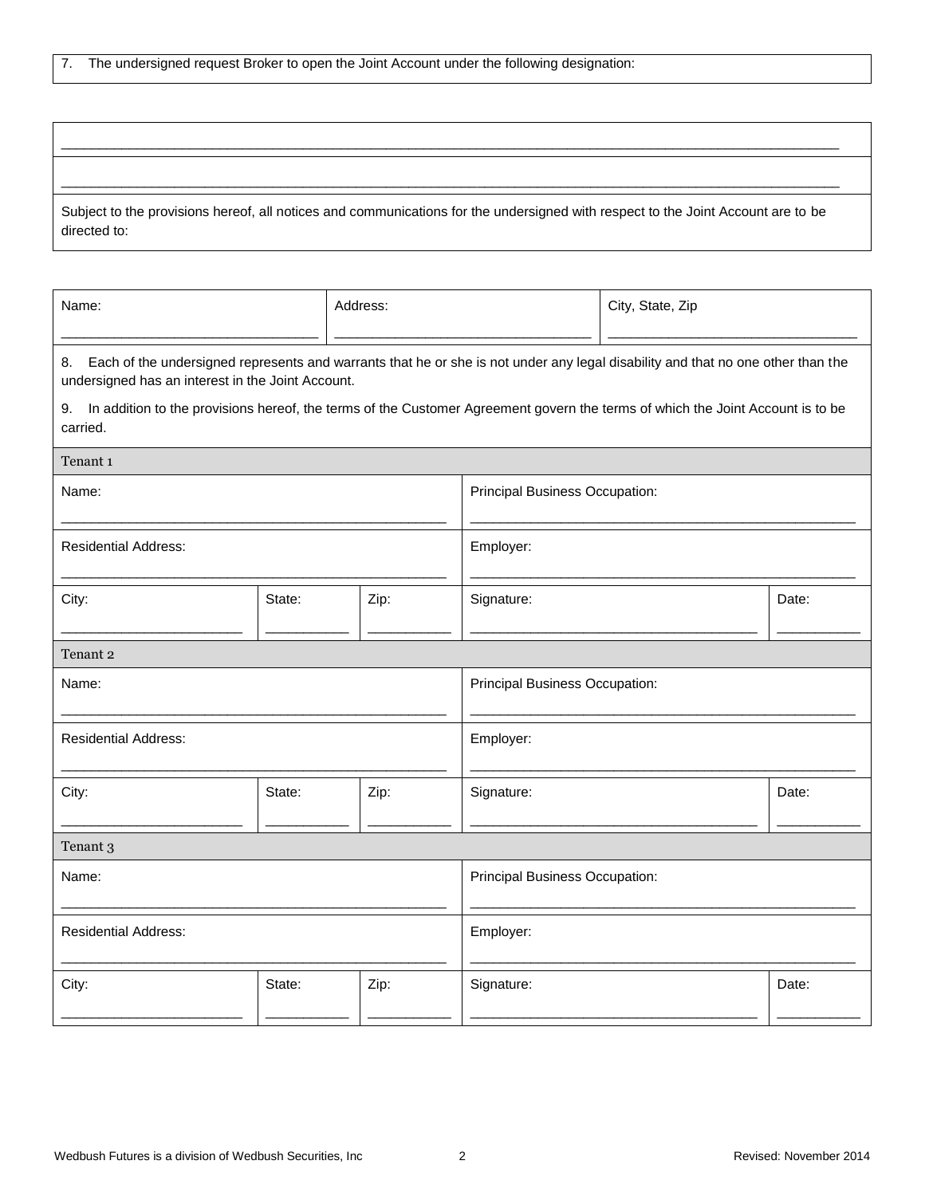7. The undersigned request Broker to open the Joint Account under the following designation:

\_\_\_\_\_\_\_\_\_\_\_\_\_\_\_\_\_\_\_\_\_\_\_\_\_\_\_\_\_\_\_\_\_\_\_\_\_\_\_\_\_\_\_\_\_\_\_\_\_\_\_\_\_\_\_\_\_\_\_\_\_\_\_\_\_\_\_\_\_\_\_\_\_\_\_\_\_\_

\_\_\_\_\_\_\_\_\_\_\_\_\_\_\_\_\_\_\_\_\_\_\_\_\_\_\_\_\_\_\_\_\_\_\_\_\_\_\_\_\_\_\_\_\_\_\_\_\_\_\_\_\_\_\_\_\_\_\_\_\_\_\_\_\_\_\_\_\_\_\_\_\_\_\_\_\_\_

Subject to the provisions hereof, all notices and communications for the undersigned with respect to the Joint Account are to be directed to:

| Name: | Address: | City, State, Zip |
|---|---|---|
| \_\_\_\_\_\_\_\_\_\_\_\_\_\_\_\_\_\_\_\_ | \_\_\_\_\_\_\_\_\_\_\_\_\_\_\_\_\_\_\_\_ | \_\_\_\_\_\_\_\_\_\_\_\_\_\_\_\_\_\_\_\_ |

8. Each of the undersigned represents and warrants that he or she is not under any legal disability and that no one other than the undersigned has an interest in the Joint Account.

9. In addition to the provisions hereof, the terms of the Customer Agreement govern the terms of which the Joint Account is to be carried.

**Tenant 1**

| Name: | | | Principal Business Occupation: | |
|---|---|---|---|---|
| Residential Address: | | | Employer: | |
| City: | State: | Zip: | Signature: | Date: |

**Tenant 2**

| Name: | | | Principal Business Occupation: | |
|---|---|---|---|---|
| Residential Address: | | | Employer: | |
| City: | State: | Zip: | Signature: | Date: |

**Tenant 3**

| Name: | | | Principal Business Occupation: | |
|---|---|---|---|---|
| Residential Address: | | | Employer: | |
| City: | State: | Zip: | Signature: | Date: |

Wedbush Futures is a division of Wedbush Securities, Inc Revised: November 2014